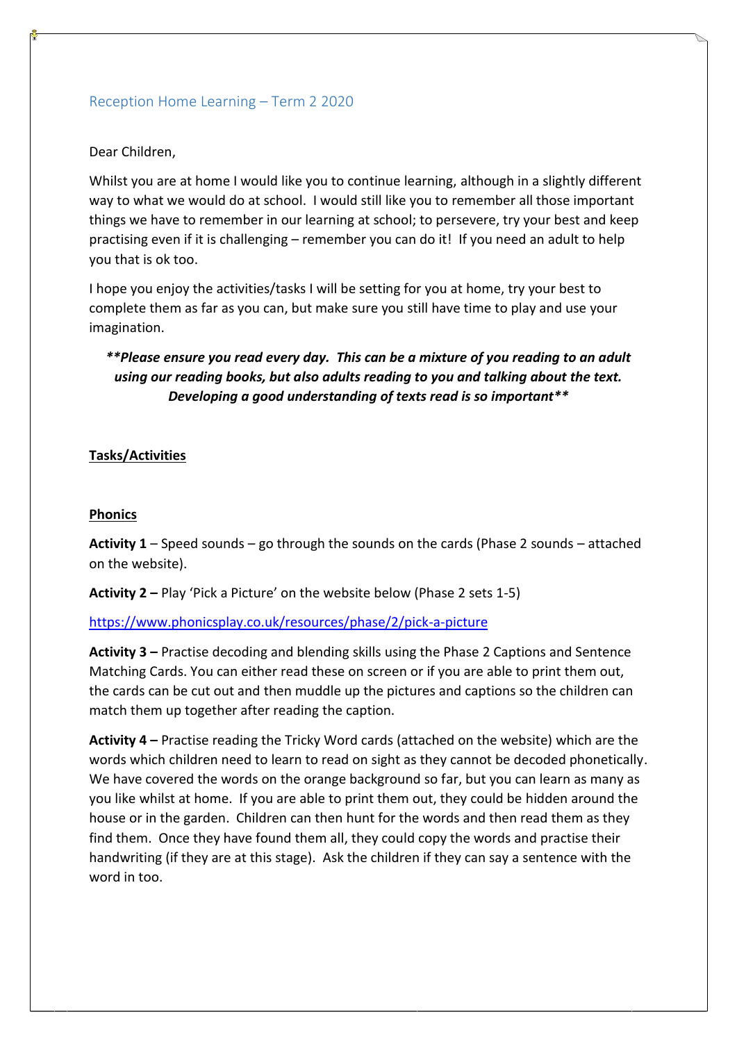# Reception Home Learning – Term 2 2020

Dear Children,

Whilst you are at home I would like you to continue learning, although in a slightly different way to what we would do at school. I would still like you to remember all those important things we have to remember in our learning at school; to persevere, try your best and keep practising even if it is challenging – remember you can do it! If you need an adult to help you that is ok too.

I hope you enjoy the activities/tasks I will be setting for you at home, try your best to complete them as far as you can, but make sure you still have time to play and use your imagination.

***\*\*Please ensure you read every day. This can be a mixture of you reading to an adult using our reading books, but also adults reading to you and talking about the text. Developing a good understanding of texts read is so important\*\****

## Tasks/Activities

### Phonics

**Activity 1** – Speed sounds – go through the sounds on the cards (Phase 2 sounds – attached on the website).

**Activity 2 –** Play 'Pick a Picture' on the website below (Phase 2 sets 1-5)

https://www.phonicsplay.co.uk/resources/phase/2/pick-a-picture

**Activity 3 –** Practise decoding and blending skills using the Phase 2 Captions and Sentence Matching Cards. You can either read these on screen or if you are able to print them out, the cards can be cut out and then muddle up the pictures and captions so the children can match them up together after reading the caption.

**Activity 4 –** Practise reading the Tricky Word cards (attached on the website) which are the words which children need to learn to read on sight as they cannot be decoded phonetically. We have covered the words on the orange background so far, but you can learn as many as you like whilst at home. If you are able to print them out, they could be hidden around the house or in the garden. Children can then hunt for the words and then read them as they find them. Once they have found them all, they could copy the words and practise their handwriting (if they are at this stage). Ask the children if they can say a sentence with the word in too.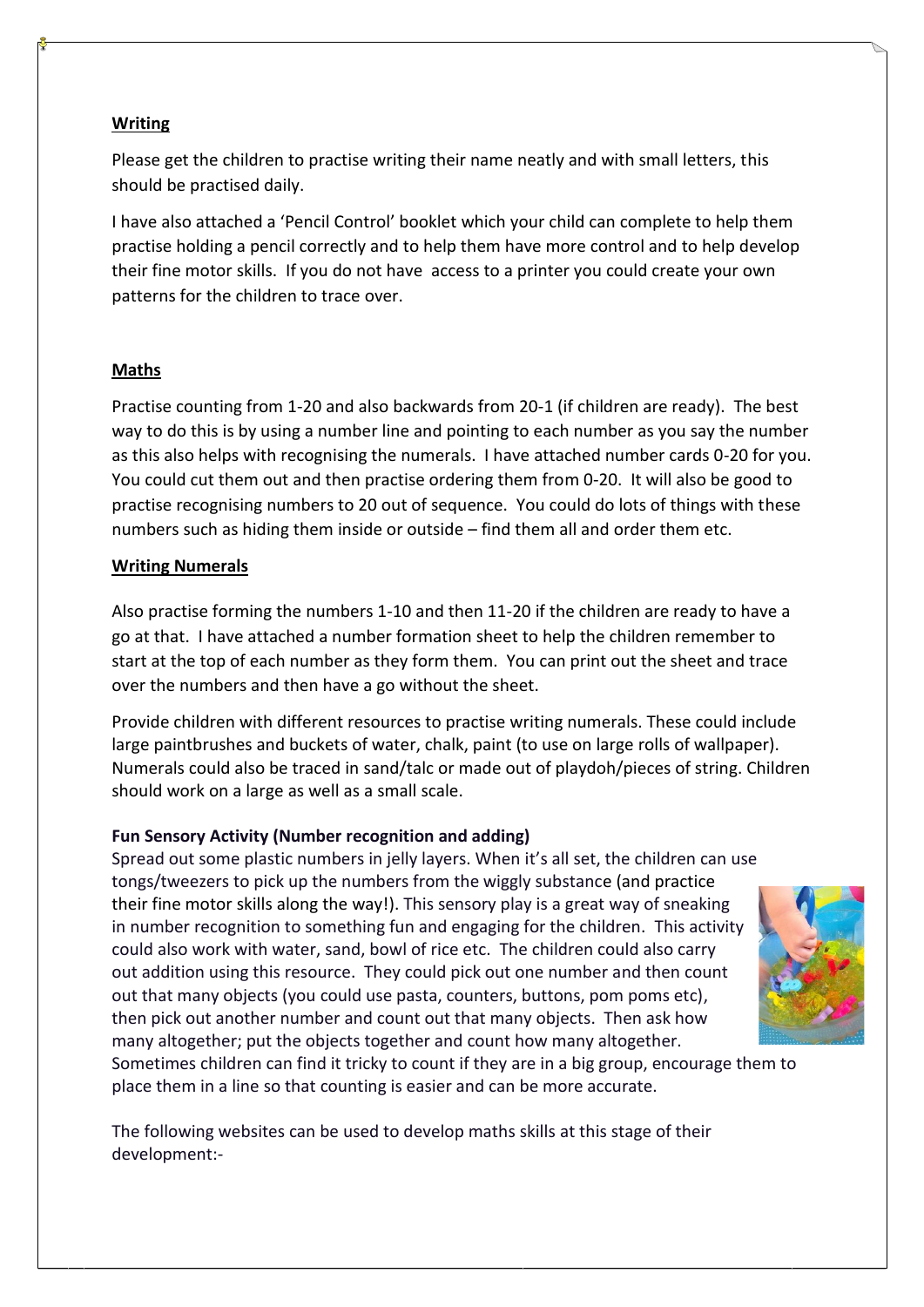## Writing

Please get the children to practise writing their name neatly and with small letters, this should be practised daily.

I have also attached a 'Pencil Control' booklet which your child can complete to help them practise holding a pencil correctly and to help them have more control and to help develop their fine motor skills. If you do not have access to a printer you could create your own patterns for the children to trace over.

## Maths

Practise counting from 1-20 and also backwards from 20-1 (if children are ready). The best way to do this is by using a number line and pointing to each number as you say the number as this also helps with recognising the numerals. I have attached number cards 0-20 for you. You could cut them out and then practise ordering them from 0-20. It will also be good to practise recognising numbers to 20 out of sequence. You could do lots of things with these numbers such as hiding them inside or outside – find them all and order them etc.

## Writing Numerals

Also practise forming the numbers 1-10 and then 11-20 if the children are ready to have a go at that. I have attached a number formation sheet to help the children remember to start at the top of each number as they form them. You can print out the sheet and trace over the numbers and then have a go without the sheet.

Provide children with different resources to practise writing numerals. These could include large paintbrushes and buckets of water, chalk, paint (to use on large rolls of wallpaper). Numerals could also be traced in sand/talc or made out of playdoh/pieces of string. Children should work on a large as well as a small scale.

**Fun Sensory Activity (Number recognition and adding)**

Spread out some plastic numbers in jelly layers. When it's all set, the children can use tongs/tweezers to pick up the numbers from the wiggly substance (and practice their fine motor skills along the way!). This sensory play is a great way of sneaking in number recognition to something fun and engaging for the children. This activity could also work with water, sand, bowl of rice etc. The children could also carry out addition using this resource. They could pick out one number and then count out that many objects (you could use pasta, counters, buttons, pom poms etc), then pick out another number and count out that many objects. Then ask how many altogether; put the objects together and count how many altogether. Sometimes children can find it tricky to count if they are in a big group, encourage them to place them in a line so that counting is easier and can be more accurate.

The following websites can be used to develop maths skills at this stage of their development:-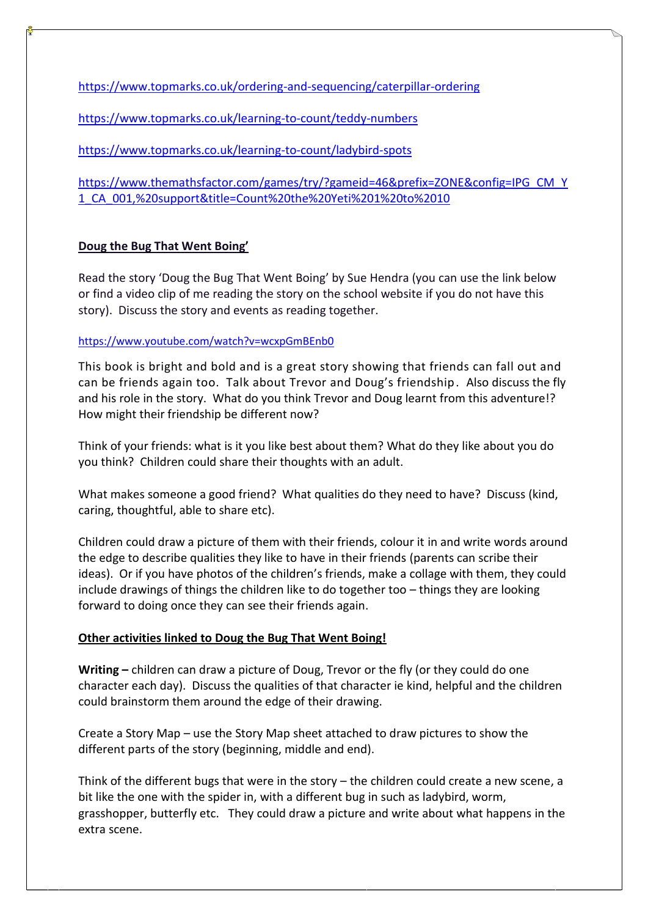https://www.topmarks.co.uk/ordering-and-sequencing/caterpillar-ordering

https://www.topmarks.co.uk/learning-to-count/teddy-numbers

https://www.topmarks.co.uk/learning-to-count/ladybird-spots

https://www.themathsfactor.com/games/try/?gameid=46&prefix=ZONE&config=IPG_CM_Y1_CA_001,%20support&title=Count%20the%20Yeti%201%20to%2010

**<u>Doug the Bug That Went Boing'</u>**

Read the story 'Doug the Bug That Went Boing' by Sue Hendra (you can use the link below or find a video clip of me reading the story on the school website if you do not have this story). Discuss the story and events as reading together.

https://www.youtube.com/watch?v=wcxpGmBEnb0

This book is bright and bold and is a great story showing that friends can fall out and can be friends again too. Talk about Trevor and Doug's friendship. Also discuss the fly and his role in the story. What do you think Trevor and Doug learnt from this adventure!? How might their friendship be different now?

Think of your friends: what is it you like best about them? What do they like about you do you think? Children could share their thoughts with an adult.

What makes someone a good friend? What qualities do they need to have? Discuss (kind, caring, thoughtful, able to share etc).

Children could draw a picture of them with their friends, colour it in and write words around the edge to describe qualities they like to have in their friends (parents can scribe their ideas). Or if you have photos of the children's friends, make a collage with them, they could include drawings of things the children like to do together too – things they are looking forward to doing once they can see their friends again.

**<u>Other activities linked to Doug the Bug That Went Boing!</u>**

**Writing –** children can draw a picture of Doug, Trevor or the fly (or they could do one character each day). Discuss the qualities of that character ie kind, helpful and the children could brainstorm them around the edge of their drawing.

Create a Story Map – use the Story Map sheet attached to draw pictures to show the different parts of the story (beginning, middle and end).

Think of the different bugs that were in the story – the children could create a new scene, a bit like the one with the spider in, with a different bug in such as ladybird, worm, grasshopper, butterfly etc. They could draw a picture and write about what happens in the extra scene.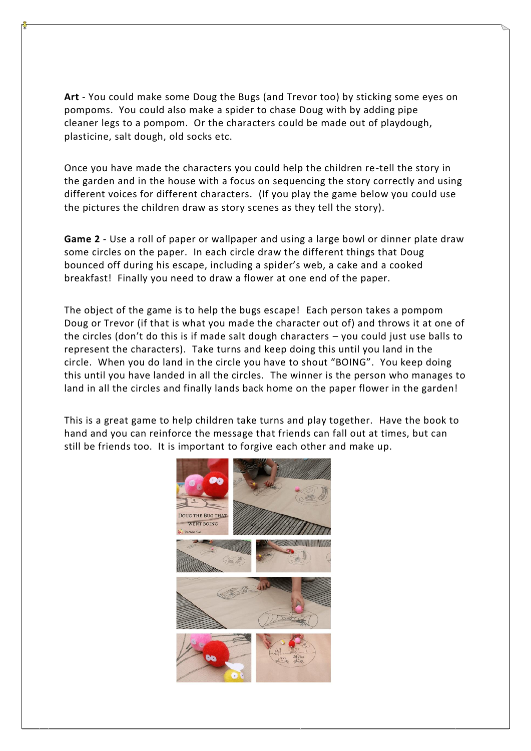**Art** - You could make some Doug the Bugs (and Trevor too) by sticking some eyes on pompoms. You could also make a spider to chase Doug with by adding pipe cleaner legs to a pompom. Or the characters could be made out of playdough, plasticine, salt dough, old socks etc.

Once you have made the characters you could help the children re-tell the story in the garden and in the house with a focus on sequencing the story correctly and using different voices for different characters. (If you play the game below you could use the pictures the children draw as story scenes as they tell the story).

**Game 2** - Use a roll of paper or wallpaper and using a large bowl or dinner plate draw some circles on the paper. In each circle draw the different things that Doug bounced off during his escape, including a spider's web, a cake and a cooked breakfast! Finally you need to draw a flower at one end of the paper.

The object of the game is to help the bugs escape! Each person takes a pompom Doug or Trevor (if that is what you made the character out of) and throws it at one of the circles (don't do this is if made salt dough characters – you could just use balls to represent the characters). Take turns and keep doing this until you land in the circle. When you do land in the circle you have to shout "BOING". You keep doing this until you have landed in all the circles. The winner is the person who manages to land in all the circles and finally lands back home on the paper flower in the garden!

This is a great game to help children take turns and play together. Have the book to hand and you can reinforce the message that friends can fall out at times, but can still be friends too. It is important to forgive each other and make up.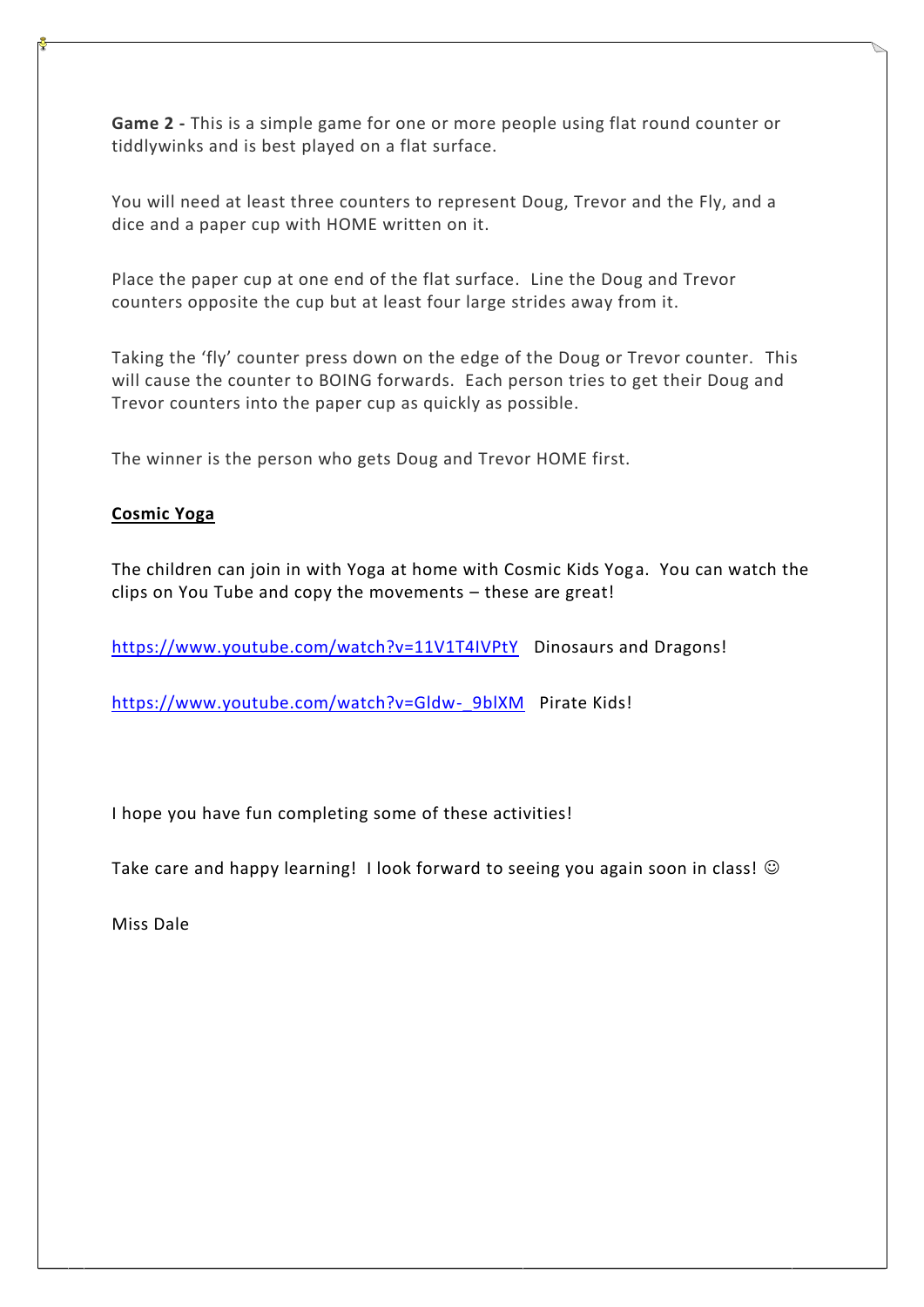**Game 2 -** This is a simple game for one or more people using flat round counter or tiddlywinks and is best played on a flat surface.

You will need at least three counters to represent Doug, Trevor and the Fly, and a dice and a paper cup with HOME written on it.

Place the paper cup at one end of the flat surface. Line the Doug and Trevor counters opposite the cup but at least four large strides away from it.

Taking the 'fly' counter press down on the edge of the Doug or Trevor counter. This will cause the counter to BOING forwards. Each person tries to get their Doug and Trevor counters into the paper cup as quickly as possible.

The winner is the person who gets Doug and Trevor HOME first.

**Cosmic Yoga**

The children can join in with Yoga at home with Cosmic Kids Yoga. You can watch the clips on You Tube and copy the movements – these are great!

https://www.youtube.com/watch?v=11V1T4IVPtY Dinosaurs and Dragons!

https://www.youtube.com/watch?v=Gldw-_9blXM Pirate Kids!

I hope you have fun completing some of these activities!

Take care and happy learning! I look forward to seeing you again soon in class! ☺

Miss Dale